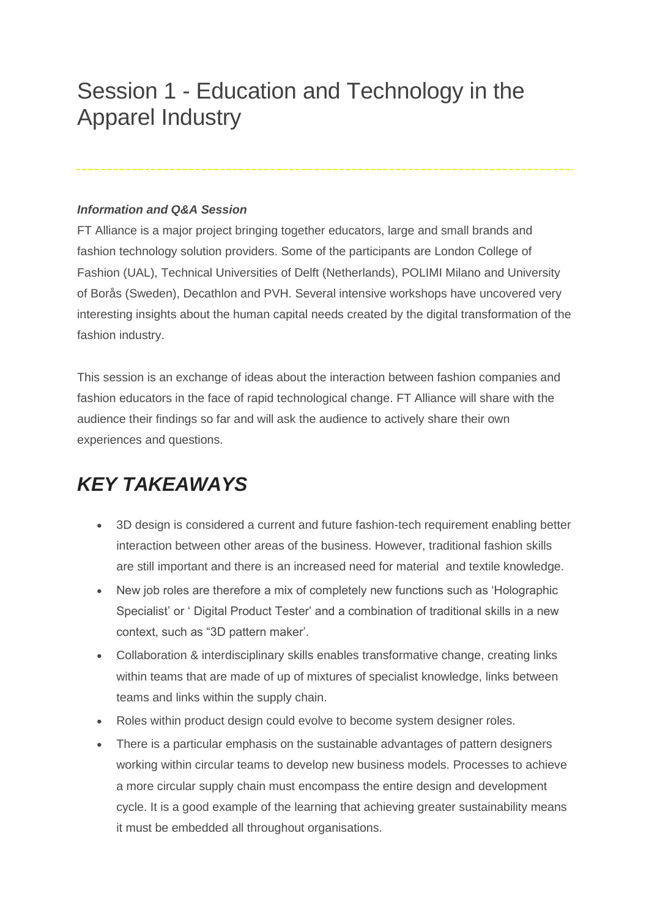# Session 1 - Education and Technology in the Apparel Industry

***Information and Q&A Session***

FT Alliance is a major project bringing together educators, large and small brands and fashion technology solution providers. Some of the participants are London College of Fashion (UAL), Technical Universities of Delft (Netherlands), POLIMI Milano and University of Borås (Sweden), Decathlon and PVH. Several intensive workshops have uncovered very interesting insights about the human capital needs created by the digital transformation of the fashion industry.

This session is an exchange of ideas about the interaction between fashion companies and fashion educators in the face of rapid technological change. FT Alliance will share with the audience their findings so far and will ask the audience to actively share their own experiences and questions.

## *KEY TAKEAWAYS*

- 3D design is considered a current and future fashion-tech requirement enabling better interaction between other areas of the business. However, traditional fashion skills are still important and there is an increased need for material and textile knowledge.
- New job roles are therefore a mix of completely new functions such as 'Holographic Specialist' or ' Digital Product Tester' and a combination of traditional skills in a new context, such as "3D pattern maker'.
- Collaboration & interdisciplinary skills enables transformative change, creating links within teams that are made of up of mixtures of specialist knowledge, links between teams and links within the supply chain.
- Roles within product design could evolve to become system designer roles.
- There is a particular emphasis on the sustainable advantages of pattern designers working within circular teams to develop new business models. Processes to achieve a more circular supply chain must encompass the entire design and development cycle. It is a good example of the learning that achieving greater sustainability means it must be embedded all throughout organisations.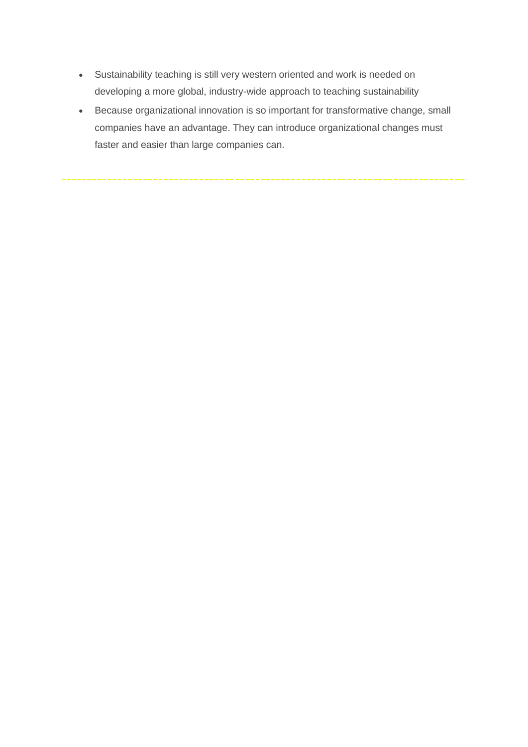- Sustainability teaching is still very western oriented and work is needed on developing a more global, industry-wide approach to teaching sustainability
- Because organizational innovation is so important for transformative change, small companies have an advantage. They can introduce organizational changes must faster and easier than large companies can.

---